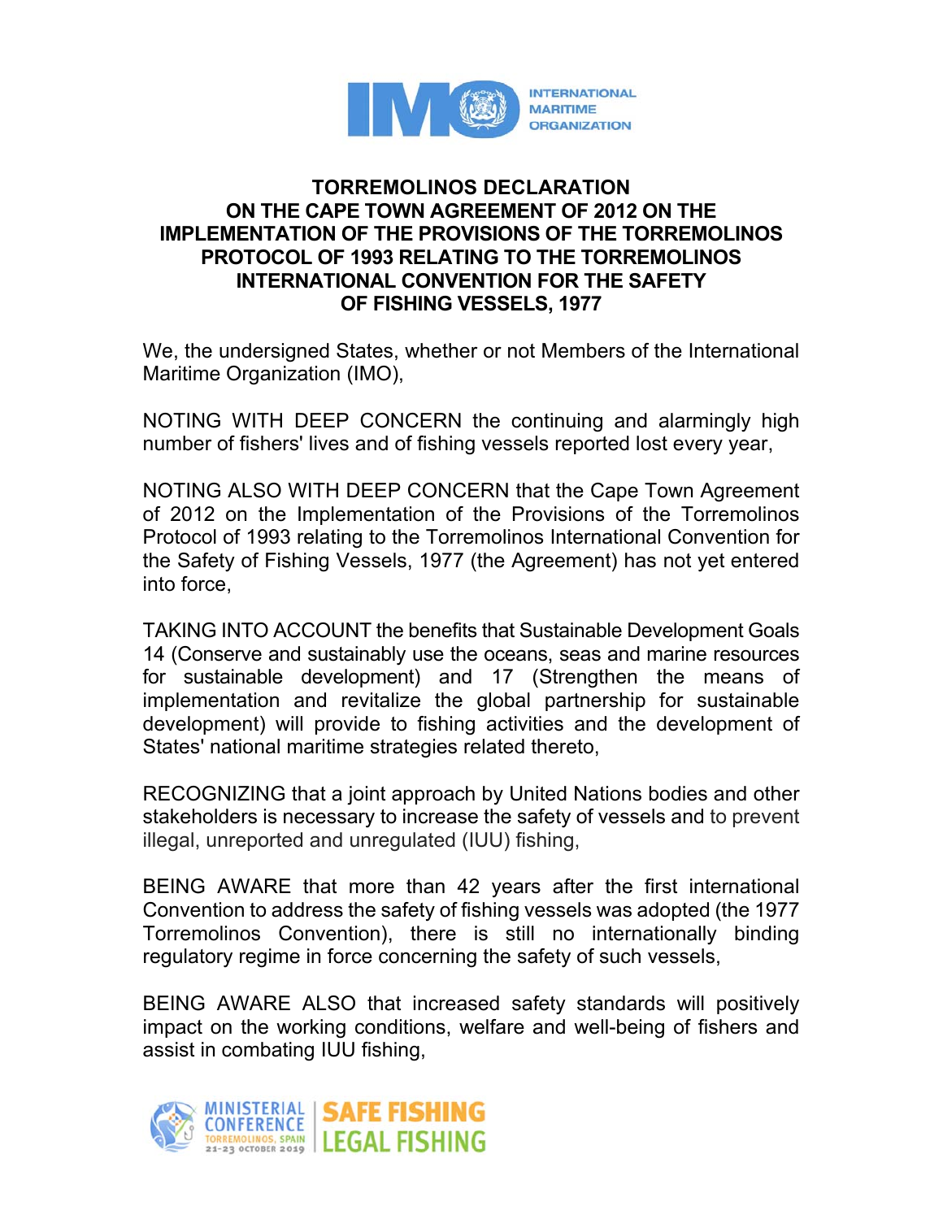# TORREMOLINOS DECLARATION ON THE CAPE TOWN AGREEMENT OF 2012 ON THE IMPLEMENTATION OF THE PROVISIONS OF THE TORREMOLINOS PROTOCOL OF 1993 RELATING TO THE TORREMOLINOS INTERNATIONAL CONVENTION FOR THE SAFETY OF FISHING VESSELS, 1977

We, the undersigned States, whether or not Members of the International Maritime Organization (IMO),

NOTING WITH DEEP CONCERN the continuing and alarmingly high number of fishers' lives and of fishing vessels reported lost every year,

NOTING ALSO WITH DEEP CONCERN that the Cape Town Agreement of 2012 on the Implementation of the Provisions of the Torremolinos Protocol of 1993 relating to the Torremolinos International Convention for the Safety of Fishing Vessels, 1977 (the Agreement) has not yet entered into force,

TAKING INTO ACCOUNT the benefits that Sustainable Development Goals 14 (Conserve and sustainably use the oceans, seas and marine resources for sustainable development) and 17 (Strengthen the means of implementation and revitalize the global partnership for sustainable development) will provide to fishing activities and the development of States' national maritime strategies related thereto,

RECOGNIZING that a joint approach by United Nations bodies and other stakeholders is necessary to increase the safety of vessels and to prevent illegal, unreported and unregulated (IUU) fishing,

BEING AWARE that more than 42 years after the first international Convention to address the safety of fishing vessels was adopted (the 1977 Torremolinos Convention), there is still no internationally binding regulatory regime in force concerning the safety of such vessels,

BEING AWARE ALSO that increased safety standards will positively impact on the working conditions, welfare and well-being of fishers and assist in combating IUU fishing,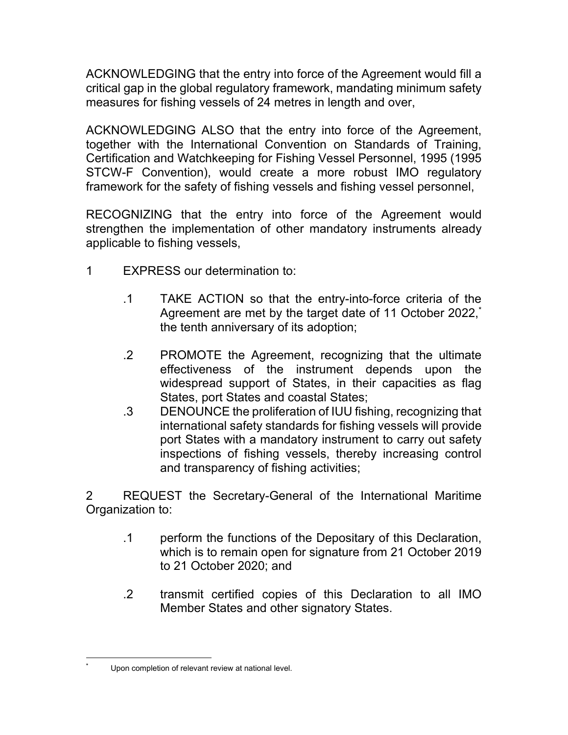ACKNOWLEDGING that the entry into force of the Agreement would fill a critical gap in the global regulatory framework, mandating minimum safety measures for fishing vessels of 24 metres in length and over,

ACKNOWLEDGING ALSO that the entry into force of the Agreement, together with the International Convention on Standards of Training, Certification and Watchkeeping for Fishing Vessel Personnel, 1995 (1995 STCW-F Convention), would create a more robust IMO regulatory framework for the safety of fishing vessels and fishing vessel personnel,

RECOGNIZING that the entry into force of the Agreement would strengthen the implementation of other mandatory instruments already applicable to fishing vessels,

1 EXPRESS our determination to:

- .1 TAKE ACTION so that the entry-into-force criteria of the Agreement are met by the target date of 11 October 2022,* the tenth anniversary of its adoption;
- .2 PROMOTE the Agreement, recognizing that the ultimate effectiveness of the instrument depends upon the widespread support of States, in their capacities as flag States, port States and coastal States;
- .3 DENOUNCE the proliferation of IUU fishing, recognizing that international safety standards for fishing vessels will provide port States with a mandatory instrument to carry out safety inspections of fishing vessels, thereby increasing control and transparency of fishing activities;

2 REQUEST the Secretary-General of the International Maritime Organization to:

- .1 perform the functions of the Depositary of this Declaration, which is to remain open for signature from 21 October 2019 to 21 October 2020; and
- .2 transmit certified copies of this Declaration to all IMO Member States and other signatory States.

---

* Upon completion of relevant review at national level.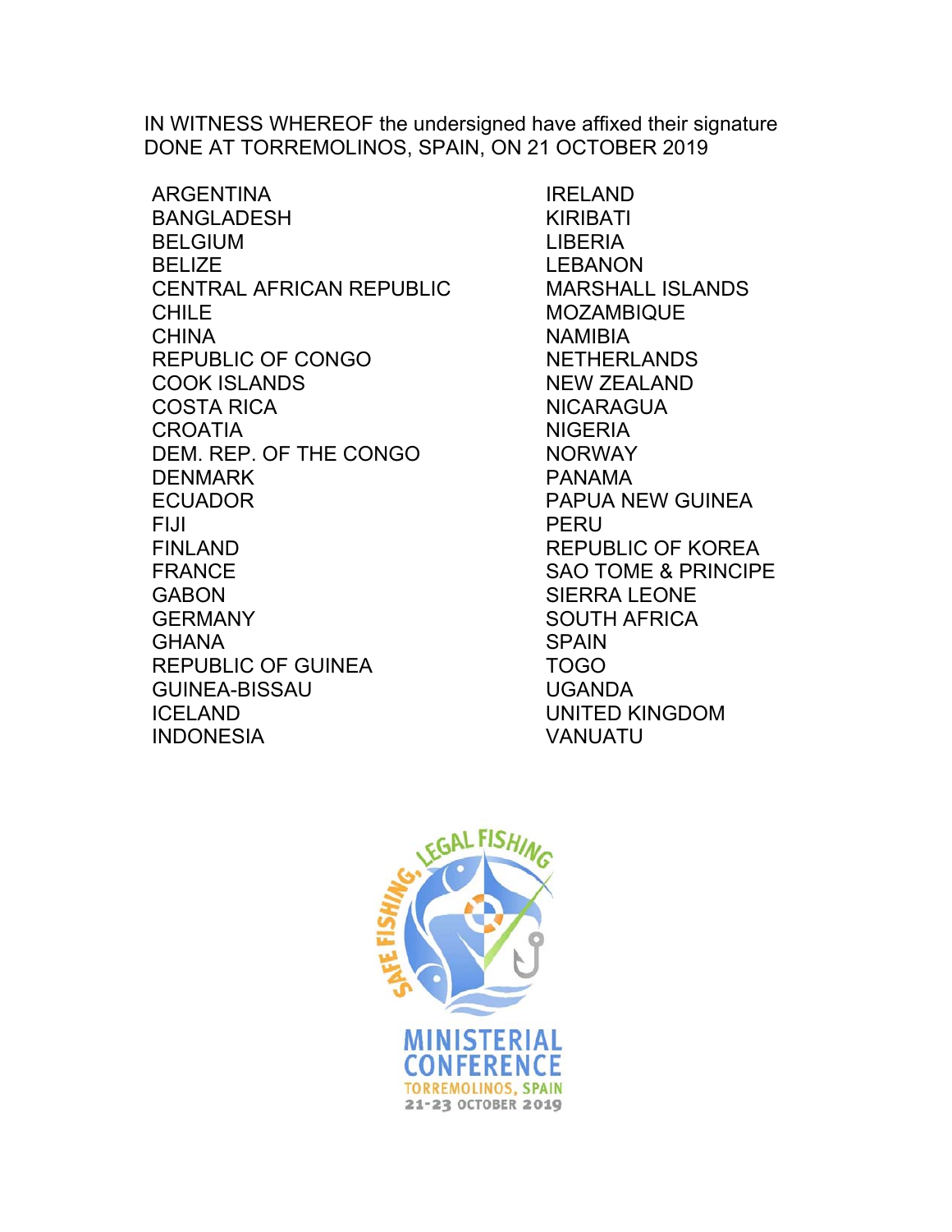IN WITNESS WHEREOF the undersigned have affixed their signature
DONE AT TORREMOLINOS, SPAIN, ON 21 OCTOBER 2019

ARGENTINA
BANGLADESH
BELGIUM
BELIZE
CENTRAL AFRICAN REPUBLIC
CHILE
CHINA
REPUBLIC OF CONGO
COOK ISLANDS
COSTA RICA
CROATIA
DEM. REP. OF THE CONGO
DENMARK
ECUADOR
FIJI
FINLAND
FRANCE
GABON
GERMANY
GHANA
REPUBLIC OF GUINEA
GUINEA-BISSAU
ICELAND
INDONESIA
IRELAND
KIRIBATI
LIBERIA
LEBANON
MARSHALL ISLANDS
MOZAMBIQUE
NAMIBIA
NETHERLANDS
NEW ZEALAND
NICARAGUA
NIGERIA
NORWAY
PANAMA
PAPUA NEW GUINEA
PERU
REPUBLIC OF KOREA
SAO TOME & PRINCIPE
SIERRA LEONE
SOUTH AFRICA
SPAIN
TOGO
UGANDA
UNITED KINGDOM
VANUATU

SAFE FISHING, LEGAL FISHING
MINISTERIAL CONFERENCE
TORREMOLINOS, SPAIN
21-23 OCTOBER 2019